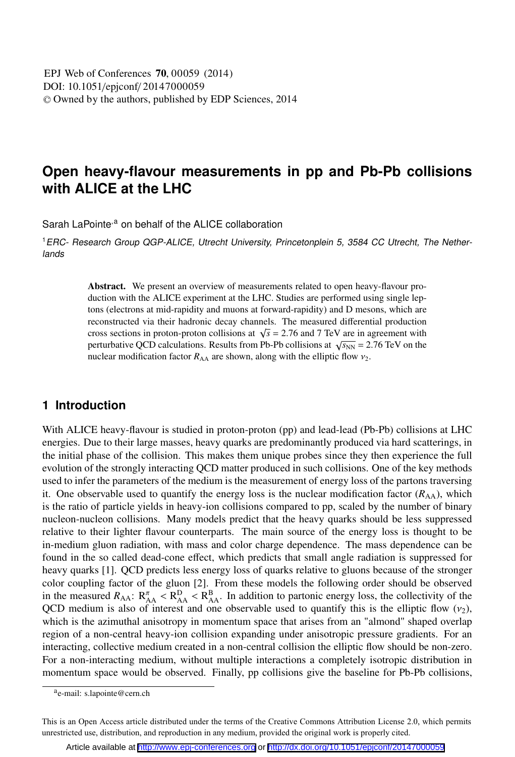# Open heavy-flavour measurements in pp and Pb-Pb collisions with ALICE at the LHC

Sarah LaPointe[a] on behalf of the ALICE collaboration

[1] *ERC- Research Group QGP-ALICE, Utrecht University, Princetonplein 5, 3584 CC Utrecht, The Netherlands*

**Abstract.** We present an overview of measurements related to open heavy-flavour production with the ALICE experiment at the LHC. Studies are performed using single leptons (electrons at mid-rapidity and muons at forward-rapidity) and D mesons, which are reconstructed via their hadronic decay channels. The measured differential production cross sections in proton-proton collisions at $\sqrt{s} = 2.76$ and 7 TeV are in agreement with perturbative QCD calculations. Results from Pb-Pb collisions at $\sqrt{s_{\mathrm{NN}}} = 2.76$ TeV on the nuclear modification factor $R_{\mathrm{AA}}$ are shown, along with the elliptic flow $v_2$.

## 1 Introduction

With ALICE heavy-flavour is studied in proton-proton (pp) and lead-lead (Pb-Pb) collisions at LHC energies. Due to their large masses, heavy quarks are predominantly produced via hard scatterings, in the initial phase of the collision. This makes them unique probes since they then experience the full evolution of the strongly interacting QCD matter produced in such collisions. One of the key methods used to infer the parameters of the medium is the measurement of energy loss of the partons traversing it. One observable used to quantify the energy loss is the nuclear modification factor ($R_{\mathrm{AA}}$), which is the ratio of particle yields in heavy-ion collisions compared to pp, scaled by the number of binary nucleon-nucleon collisions. Many models predict that the heavy quarks should be less suppressed relative to their lighter flavour counterparts. The main source of the energy loss is thought to be in-medium gluon radiation, with mass and color charge dependence. The mass dependence can be found in the so called dead-cone effect, which predicts that small angle radiation is suppressed for heavy quarks [1]. QCD predicts less energy loss of quarks relative to gluons because of the stronger color coupling factor of the gluon [2]. From these models the following order should be observed in the measured $R_{\mathrm{AA}}$: $\mathrm{R}^{\pi}_{\mathrm{AA}} < \mathrm{R}^{\mathrm{D}}_{\mathrm{AA}} < \mathrm{R}^{\mathrm{B}}_{\mathrm{AA}}$. In addition to partonic energy loss, the collectivity of the QCD medium is also of interest and one observable used to quantify this is the elliptic flow ($v_2$), which is the azimuthal anisotropy in momentum space that arises from an "almond" shaped overlap region of a non-central heavy-ion collision expanding under anisotropic pressure gradients. For an interacting, collective medium created in a non-central collision the elliptic flow should be non-zero. For a non-interacting medium, without multiple interactions a completely isotropic distribution in momentum space would be observed. Finally, pp collisions give the baseline for Pb-Pb collisions,

[a] e-mail: s.lapointe@cern.ch

This is an Open Access article distributed under the terms of the Creative Commons Attribution License 2.0, which permits unrestricted use, distribution, and reproduction in any medium, provided the original work is properly cited.

Article available at http://www.epj-conferences.org or http://dx.doi.org/10.1051/epjconf/20147000059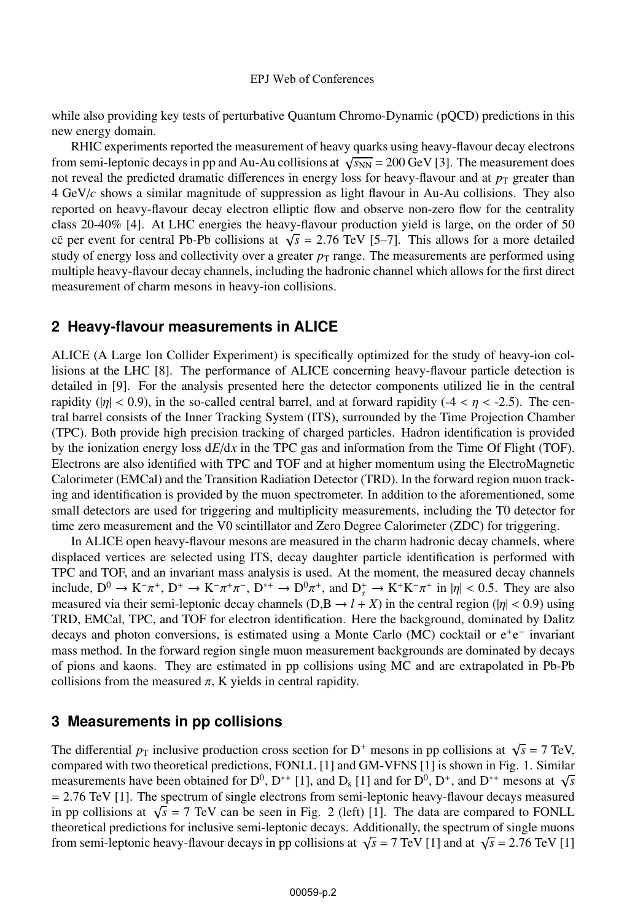while also providing key tests of perturbative Quantum Chromo-Dynamic (pQCD) predictions in this new energy domain.

RHIC experiments reported the measurement of heavy quarks using heavy-flavour decay electrons from semi-leptonic decays in pp and Au-Au collisions at $\sqrt{s_{\mathrm{NN}}} = 200$ GeV [3]. The measurement does not reveal the predicted dramatic differences in energy loss for heavy-flavour and at $p_{\mathrm{T}}$ greater than 4 GeV/$c$ shows a similar magnitude of suppression as light flavour in Au-Au collisions. They also reported on heavy-flavour decay electron elliptic flow and observe non-zero flow for the centrality class 20-40% [4]. At LHC energies the heavy-flavour production yield is large, on the order of 50 $c\bar{c}$ per event for central Pb-Pb collisions at $\sqrt{s} = 2.76$ TeV [5–7]. This allows for a more detailed study of energy loss and collectivity over a greater $p_{\mathrm{T}}$ range. The measurements are performed using multiple heavy-flavour decay channels, including the hadronic channel which allows for the first direct measurement of charm mesons in heavy-ion collisions.

## 2 Heavy-flavour measurements in ALICE

ALICE (A Large Ion Collider Experiment) is specifically optimized for the study of heavy-ion collisions at the LHC [8]. The performance of ALICE concerning heavy-flavour particle detection is detailed in [9]. For the analysis presented here the detector components utilized lie in the central rapidity ($|\eta| < 0.9$), in the so-called central barrel, and at forward rapidity ($-4 < \eta < -2.5$). The central barrel consists of the Inner Tracking System (ITS), surrounded by the Time Projection Chamber (TPC). Both provide high precision tracking of charged particles. Hadron identification is provided by the ionization energy loss d$E$/d$x$ in the TPC gas and information from the Time Of Flight (TOF). Electrons are also identified with TPC and TOF and at higher momentum using the ElectroMagnetic Calorimeter (EMCal) and the Transition Radiation Detector (TRD). In the forward region muon tracking and identification is provided by the muon spectrometer. In addition to the aforementioned, some small detectors are used for triggering and multiplicity measurements, including the T0 detector for time zero measurement and the V0 scintillator and Zero Degree Calorimeter (ZDC) for triggering.

In ALICE open heavy-flavour mesons are measured in the charm hadronic decay channels, where displaced vertices are selected using ITS, decay daughter particle identification is performed with TPC and TOF, and an invariant mass analysis is used. At the moment, the measured decay channels include, $\mathrm{D}^0 \to \mathrm{K}^-\pi^+$, $\mathrm{D}^+ \to \mathrm{K}^-\pi^+\pi^-$, $\mathrm{D}^{*+} \to \mathrm{D}^0\pi^+$, and $\mathrm{D}_s^+ \to \mathrm{K}^+\mathrm{K}^-\pi^+$ in $|\eta| < 0.5$. They are also measured via their semi-leptonic decay channels ($\mathrm{D,B} \to l + X$) in the central region ($|\eta| < 0.9$) using TRD, EMCal, TPC, and TOF for electron identification. Here the background, dominated by Dalitz decays and photon conversions, is estimated using a Monte Carlo (MC) cocktail or $\mathrm{e}^+\mathrm{e}^-$ invariant mass method. In the forward region single muon measurement backgrounds are dominated by decays of pions and kaons. They are estimated in pp collisions using MC and are extrapolated in Pb-Pb collisions from the measured $\pi$, K yields in central rapidity.

## 3 Measurements in pp collisions

The differential $p_{\mathrm{T}}$ inclusive production cross section for $\mathrm{D}^+$ mesons in pp collisions at $\sqrt{s} = 7$ TeV, compared with two theoretical predictions, FONLL [1] and GM-VFNS [1] is shown in Fig. 1. Similar measurements have been obtained for $\mathrm{D}^0$, $\mathrm{D}^{*+}$ [1], and $\mathrm{D_s}$ [1] and for $\mathrm{D}^0$, $\mathrm{D}^+$, and $\mathrm{D}^{*+}$ mesons at $\sqrt{s} = 2.76$ TeV [1]. The spectrum of single electrons from semi-leptonic heavy-flavour decays measured in pp collisions at $\sqrt{s} = 7$ TeV can be seen in Fig. 2 (left) [1]. The data are compared to FONLL theoretical predictions for inclusive semi-leptonic decays. Additionally, the spectrum of single muons from semi-leptonic heavy-flavour decays in pp collisions at $\sqrt{s} = 7$ TeV [1] and at $\sqrt{s} = 2.76$ TeV [1]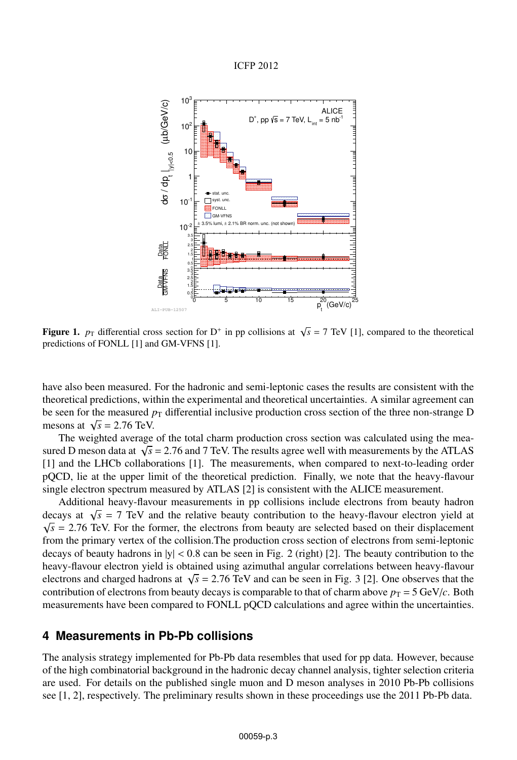ALICE

$D^+$, pp $\sqrt{s}$ = 7 TeV, $L_{int}$ = 5 $nb^{-1}$

$d\sigma / dp_t |_{|y|<0.5}$ ($\mu$b/GeV/c)

stat. unc.

syst. unc.

FONLL

GM-VFNS

± 3.5% lumi, ± 2.1% BR norm. unc. (not shown)

Data/FONLL

Data/GM-VFNS

$p_t$ (GeV/c)

ALI-PUB-12507

**Figure 1.** $p_T$ differential cross section for $D^+$ in pp collisions at $\sqrt{s}$ = 7 TeV [1], compared to the theoretical predictions of FONLL [1] and GM-VFNS [1].

have also been measured. For the hadronic and semi-leptonic cases the results are consistent with the theoretical predictions, within the experimental and theoretical uncertainties. A similar agreement can be seen for the measured $p_T$ differential inclusive production cross section of the three non-strange D mesons at $\sqrt{s}$ = 2.76 TeV.

The weighted average of the total charm production cross section was calculated using the measured D meson data at $\sqrt{s}$ = 2.76 and 7 TeV. The results agree well with measurements by the ATLAS [1] and the LHCb collaborations [1]. The measurements, when compared to next-to-leading order pQCD, lie at the upper limit of the theoretical prediction. Finally, we note that the heavy-flavour single electron spectrum measured by ATLAS [2] is consistent with the ALICE measurement.

Additional heavy-flavour measurements in pp collisions include electrons from beauty hadron decays at $\sqrt{s}$ = 7 TeV and the relative beauty contribution to the heavy-flavour electron yield at $\sqrt{s}$ = 2.76 TeV. For the former, the electrons from beauty are selected based on their displacement from the primary vertex of the collision.The production cross section of electrons from semi-leptonic decays of beauty hadrons in $|y| < 0.8$ can be seen in Fig. 2 (right) [2]. The beauty contribution to the heavy-flavour electron yield is obtained using azimuthal angular correlations between heavy-flavour electrons and charged hadrons at $\sqrt{s}$ = 2.76 TeV and can be seen in Fig. 3 [2]. One observes that the contribution of electrons from beauty decays is comparable to that of charm above $p_T$ = 5 GeV/$c$. Both measurements have been compared to FONLL pQCD calculations and agree within the uncertainties.

## 4 Measurements in Pb-Pb collisions

The analysis strategy implemented for Pb-Pb data resembles that used for pp data. However, because of the high combinatorial background in the hadronic decay channel analysis, tighter selection criteria are used. For details on the published single muon and D meson analyses in 2010 Pb-Pb collisions see [1, 2], respectively. The preliminary results shown in these proceedings use the 2011 Pb-Pb data.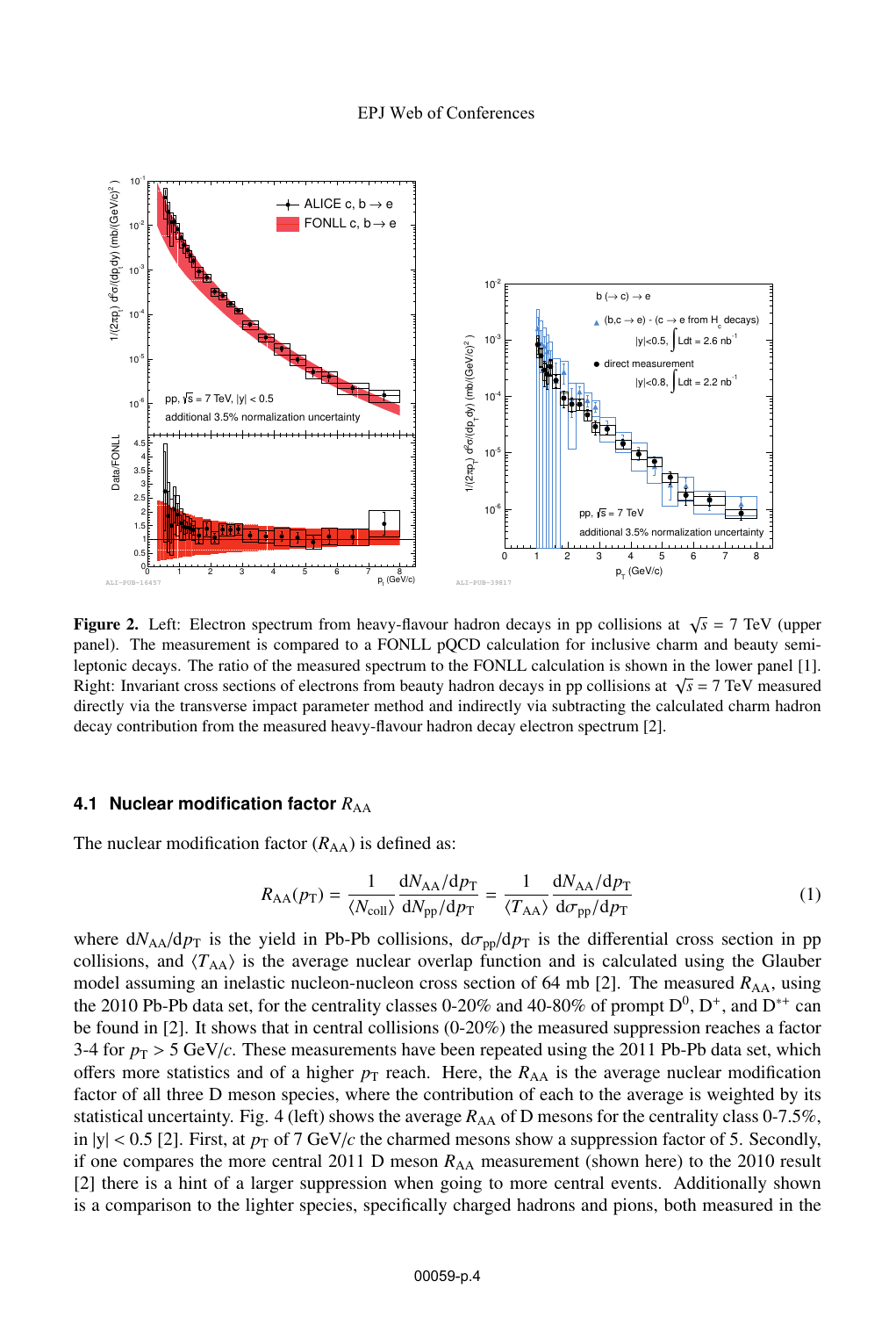ALICE c, b → e

FONLL c, b → e

pp, $\sqrt{s}$ = 7 TeV, |y| < 0.5

additional 3.5% normalization uncertainty

$1/(2\pi p_t)\, d^2\sigma/(dp_t dy)$ (mb/(GeV/c)$^2$)

Data/FONLL

$p_t$ (GeV/c)

ALI-PUB-16457

b (→ c) → e

(b,c → e) - (c → e from H$_c$ decays) |y|<0.5, $\int$Ldt = 2.6 nb$^{-1}$

direct measurement |y|<0.8, $\int$Ldt = 2.2 nb$^{-1}$

pp, $\sqrt{s}$ = 7 TeV

additional 3.5% normalization uncertainty

$1/(2\pi p_T)\, d^2\sigma/(dp_T dy)$ (mb/(GeV/c)$^2$)

$p_T$ (GeV/c)

ALI-PUB-39817

**Figure 2.** Left: Electron spectrum from heavy-flavour hadron decays in pp collisions at $\sqrt{s}$ = 7 TeV (upper panel). The measurement is compared to a FONLL pQCD calculation for inclusive charm and beauty semi-leptonic decays. The ratio of the measured spectrum to the FONLL calculation is shown in the lower panel [1]. Right: Invariant cross sections of electrons from beauty hadron decays in pp collisions at $\sqrt{s}$ = 7 TeV measured directly via the transverse impact parameter method and indirectly via subtracting the calculated charm hadron decay contribution from the measured heavy-flavour hadron decay electron spectrum [2].

### 4.1 Nuclear modification factor $R_{\mathrm{AA}}$

The nuclear modification factor ($R_{\mathrm{AA}}$) is defined as:

$$R_{\mathrm{AA}}(p_{\mathrm{T}}) = \frac{1}{\langle N_{\mathrm{coll}} \rangle} \frac{\mathrm{d}N_{\mathrm{AA}}/\mathrm{d}p_{\mathrm{T}}}{\mathrm{d}N_{\mathrm{pp}}/\mathrm{d}p_{\mathrm{T}}} = \frac{1}{\langle T_{\mathrm{AA}} \rangle} \frac{\mathrm{d}N_{\mathrm{AA}}/\mathrm{d}p_{\mathrm{T}}}{\mathrm{d}\sigma_{\mathrm{pp}}/\mathrm{d}p_{\mathrm{T}}} \tag{1}$$

where $\mathrm{d}N_{\mathrm{AA}}/\mathrm{d}p_{\mathrm{T}}$ is the yield in Pb-Pb collisions, $\mathrm{d}\sigma_{\mathrm{pp}}/\mathrm{d}p_{\mathrm{T}}$ is the differential cross section in pp collisions, and $\langle T_{\mathrm{AA}} \rangle$ is the average nuclear overlap function and is calculated using the Glauber model assuming an inelastic nucleon-nucleon cross section of 64 mb [2]. The measured $R_{\mathrm{AA}}$, using the 2010 Pb-Pb data set, for the centrality classes 0-20% and 40-80% of prompt $\mathrm{D}^0$, $\mathrm{D}^+$, and $\mathrm{D}^{*+}$ can be found in [2]. It shows that in central collisions (0-20%) the measured suppression reaches a factor 3-4 for $p_{\mathrm{T}} > 5$ GeV/$c$. These measurements have been repeated using the 2011 Pb-Pb data set, which offers more statistics and of a higher $p_{\mathrm{T}}$ reach. Here, the $R_{\mathrm{AA}}$ is the average nuclear modification factor of all three D meson species, where the contribution of each to the average is weighted by its statistical uncertainty. Fig. 4 (left) shows the average $R_{\mathrm{AA}}$ of D mesons for the centrality class 0-7.5%, in $|y| < 0.5$ [2]. First, at $p_{\mathrm{T}}$ of 7 GeV/$c$ the charmed mesons show a suppression factor of 5. Secondly, if one compares the more central 2011 D meson $R_{\mathrm{AA}}$ measurement (shown here) to the 2010 result [2] there is a hint of a larger suppression when going to more central events. Additionally shown is a comparison to the lighter species, specifically charged hadrons and pions, both measured in the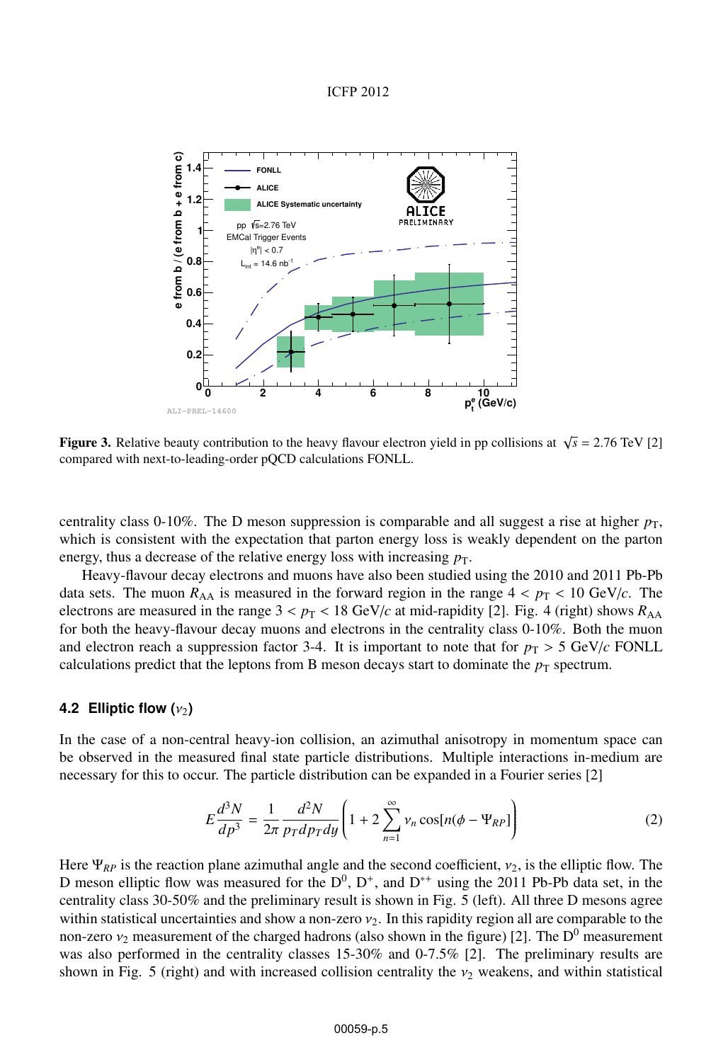FONLL
ALICE
ALICE Systematic uncertainty
pp $\sqrt{s}$=2.76 TeV
EMCal Trigger Events
$|\eta^e| < 0.7$
$L_{int}$ = 14.6 nb$^{-1}$
ALICE PRELIMINARY
e from b / (e from b + e from c)
$p_t^e$ (GeV/c)
ALI-PREL-14600

**Figure 3.** Relative beauty contribution to the heavy flavour electron yield in pp collisions at $\sqrt{s}$ = 2.76 TeV [2] compared with next-to-leading-order pQCD calculations FONLL.

centrality class 0-10%. The D meson suppression is comparable and all suggest a rise at higher $p_{\mathrm{T}}$, which is consistent with the expectation that parton energy loss is weakly dependent on the parton energy, thus a decrease of the relative energy loss with increasing $p_{\mathrm{T}}$.

Heavy-flavour decay electrons and muons have also been studied using the 2010 and 2011 Pb-Pb data sets. The muon $R_{\mathrm{AA}}$ is measured in the forward region in the range $4 < p_{\mathrm{T}} < 10$ GeV/$c$. The electrons are measured in the range $3 < p_{\mathrm{T}} < 18$ GeV/$c$ at mid-rapidity [2]. Fig. 4 (right) shows $R_{\mathrm{AA}}$ for both the heavy-flavour decay muons and electrons in the centrality class 0-10%. Both the muon and electron reach a suppression factor 3-4. It is important to note that for $p_{\mathrm{T}} > 5$ GeV/$c$ FONLL calculations predict that the leptons from B meson decays start to dominate the $p_{\mathrm{T}}$ spectrum.

### 4.2 Elliptic flow ($v_2$)

In the case of a non-central heavy-ion collision, an azimuthal anisotropy in momentum space can be observed in the measured final state particle distributions. Multiple interactions in-medium are necessary for this to occur. The particle distribution can be expanded in a Fourier series [2]

$$E\frac{d^3N}{dp^3} = \frac{1}{2\pi}\frac{d^2N}{p_T dp_T dy}\left(1 + 2\sum_{n=1}^{\infty} v_n \cos[n(\phi - \Psi_{RP}]\right) \quad (2)$$

Here $\Psi_{RP}$ is the reaction plane azimuthal angle and the second coefficient, $v_2$, is the elliptic flow. The D meson elliptic flow was measured for the $\mathrm{D}^0$, $\mathrm{D}^+$, and $\mathrm{D}^{*+}$ using the 2011 Pb-Pb data set, in the centrality class 30-50% and the preliminary result is shown in Fig. 5 (left). All three D mesons agree within statistical uncertainties and show a non-zero $v_2$. In this rapidity region all are comparable to the non-zero $v_2$ measurement of the charged hadrons (also shown in the figure) [2]. The $\mathrm{D}^0$ measurement was also performed in the centrality classes 15-30% and 0-7.5% [2]. The preliminary results are shown in Fig. 5 (right) and with increased collision centrality the $v_2$ weakens, and within statistical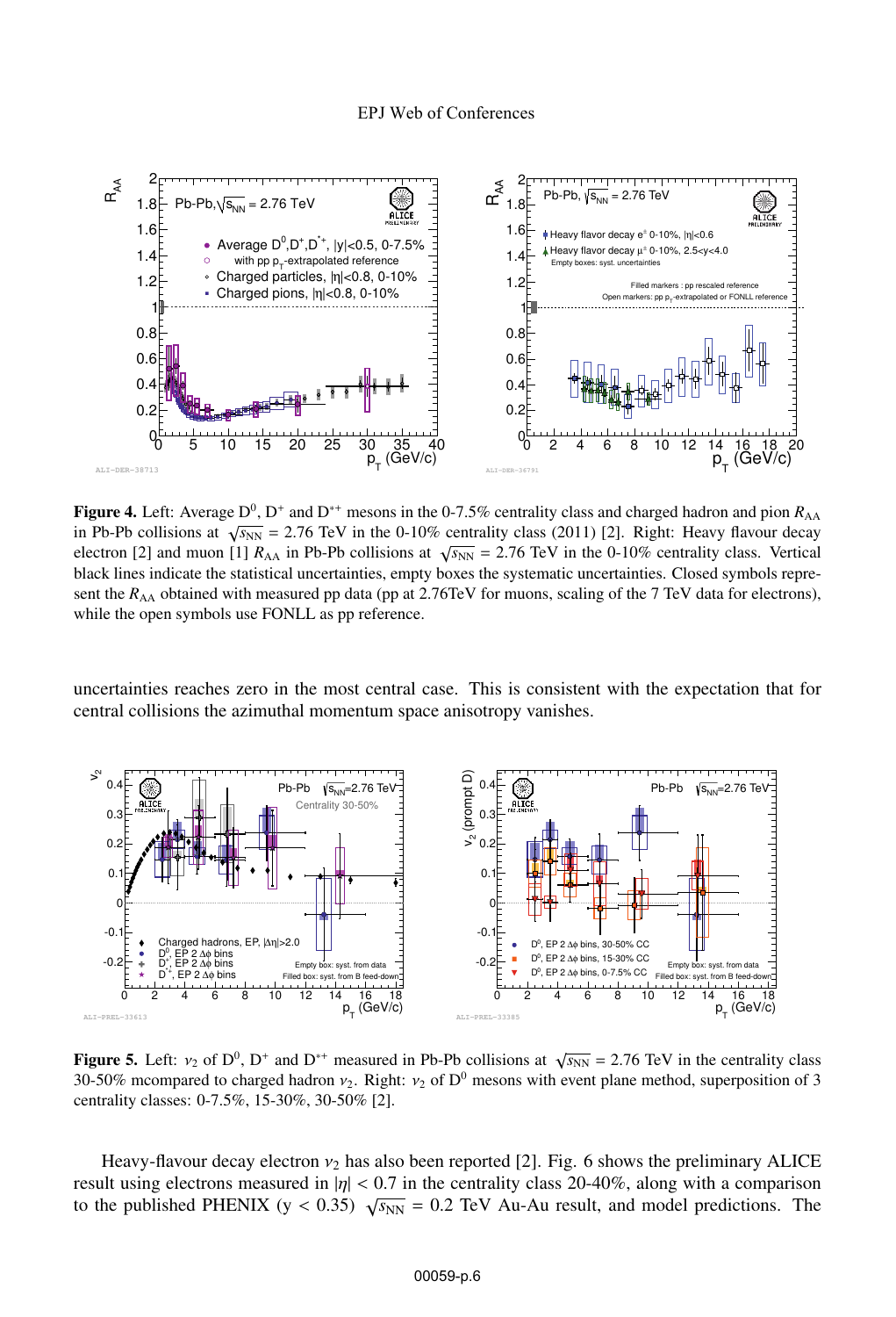R_AA

Pb-Pb, $\sqrt{s_{NN}}$ = 2.76 TeV

ALICE Preliminary

Average D$^0$,D$^+$,D$^{*+}$, |y|<0.5, 0-7.5%
with pp p$_T$-extrapolated reference
Charged particles, |η|<0.8, 0-10%
Charged pions, |η|<0.8, 0-10%

p$_T$ (GeV/c)

ALI-DER-38713

R_AA

Pb-Pb, $\sqrt{s_{NN}}$ = 2.76 TeV

ALICE Preliminary

Heavy flavor decay e$^\pm$ 0-10%, |η|<0.6
Heavy flavor decay μ$^\pm$ 0-10%, 2.5<y<4.0
Empty boxes: syst. uncertainties

Filled markers : pp rescaled reference
Open markers: pp p$_T$-extrapolated or FONLL reference

p$_T$ (GeV/c)

ALI-DER-36791

**Figure 4.** Left: Average $D^0$, $D^+$ and $D^{*+}$ mesons in the 0-7.5% centrality class and charged hadron and pion $R_{AA}$ in Pb-Pb collisions at $\sqrt{s_{NN}}$ = 2.76 TeV in the 0-10% centrality class (2011) [2]. Right: Heavy flavour decay electron [2] and muon [1] $R_{AA}$ in Pb-Pb collisions at $\sqrt{s_{NN}}$ = 2.76 TeV in the 0-10% centrality class. Vertical black lines indicate the statistical uncertainties, empty boxes the systematic uncertainties. Closed symbols represent the $R_{AA}$ obtained with measured pp data (pp at 2.76TeV for muons, scaling of the 7 TeV data for electrons), while the open symbols use FONLL as pp reference.

uncertainties reaches zero in the most central case. This is consistent with the expectation that for central collisions the azimuthal momentum space anisotropy vanishes.

$v_2$

Pb-Pb $\sqrt{s_{NN}}$=2.76 TeV
Centrality 30-50%

ALICE Preliminary

Charged hadrons, EP, |Δη|>2.0
D$^0$, EP 2 Δφ bins
D$^+$, EP 2 Δφ bins
D$^{*+}$, EP 2 Δφ bins

Empty box: syst. from data
Filled box: syst. from B feed-down

p$_T$ (GeV/c)

ALI-PREL-33613

$v_2$ (prompt D)

Pb-Pb $\sqrt{s_{NN}}$=2.76 TeV

ALICE Preliminary

D$^0$, EP 2 Δφ bins, 30-50% CC
D$^0$, EP 2 Δφ bins, 15-30% CC
D$^0$, EP 2 Δφ bins, 0-7.5% CC

Empty box: syst. from data
Filled box: syst. from B feed-down

p$_T$ (GeV/c)

ALI-PREL-33385

**Figure 5.** Left: $v_2$ of $D^0$, $D^+$ and $D^{*+}$ measured in Pb-Pb collisions at $\sqrt{s_{NN}}$ = 2.76 TeV in the centrality class 30-50% mcompared to charged hadron $v_2$. Right: $v_2$ of $D^0$ mesons with event plane method, superposition of 3 centrality classes: 0-7.5%, 15-30%, 30-50% [2].

Heavy-flavour decay electron $v_2$ has also been reported [2]. Fig. 6 shows the preliminary ALICE result using electrons measured in $|\eta| < 0.7$ in the centrality class 20-40%, along with a comparison to the published PHENIX ($y < 0.35$) $\sqrt{s_{NN}}$ = 0.2 TeV Au-Au result, and model predictions. The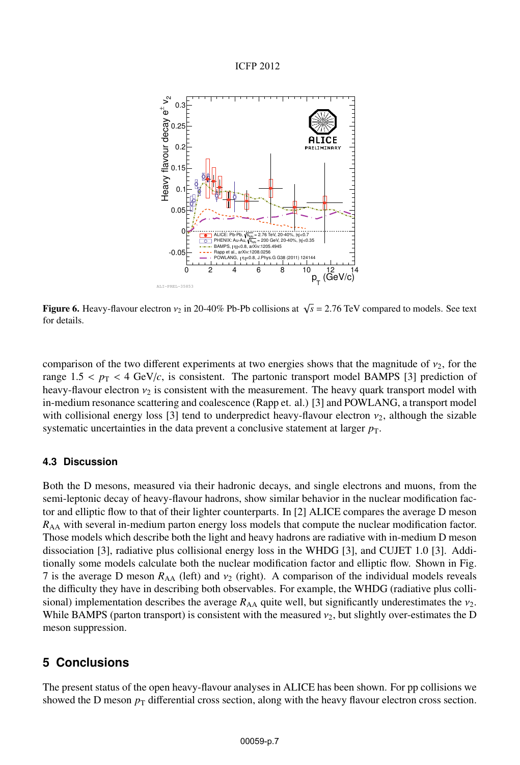Heavy flavour decay e$^{\pm}$ v$_2$

ALICE
PRELIMINARY

ALICE: Pb-Pb, $\sqrt{s_{NN}}$ = 2.76 TeV, 20-40%, |η|<0.7
PHENIX: Au-Au, $\sqrt{s_{NN}}$ = 200 GeV, 20-40%, |η|<0.35
BAMPS, |η|<0.8, arXiv:1205.4945
Rapp et al., arXiv:1208.0256
POWLANG, |η|<0.8, J.Phys.G G38 (2011) 124144

p$_T$ (GeV/c)

ALI-PREL-35853

**Figure 6.** Heavy-flavour electron $v_2$ in 20-40% Pb-Pb collisions at $\sqrt{s}$ = 2.76 TeV compared to models. See text for details.

comparison of the two different experiments at two energies shows that the magnitude of $v_2$, for the range $1.5 < p_T < 4$ GeV/$c$, is consistent. The partonic transport model BAMPS [3] prediction of heavy-flavour electron $v_2$ is consistent with the measurement. The heavy quark transport model with in-medium resonance scattering and coalescence (Rapp et. al.) [3] and POWLANG, a transport model with collisional energy loss [3] tend to underpredict heavy-flavour electron $v_2$, although the sizable systematic uncertainties in the data prevent a conclusive statement at larger $p_T$.

### 4.3 Discussion

Both the D mesons, measured via their hadronic decays, and single electrons and muons, from the semi-leptonic decay of heavy-flavour hadrons, show similar behavior in the nuclear modification factor and elliptic flow to that of their lighter counterparts. In [2] ALICE compares the average D meson $R_{AA}$ with several in-medium parton energy loss models that compute the nuclear modification factor. Those models which describe both the light and heavy hadrons are radiative with in-medium D meson dissociation [3], radiative plus collisional energy loss in the WHDG [3], and CUJET 1.0 [3]. Additionally some models calculate both the nuclear modification factor and elliptic flow. Shown in Fig. 7 is the average D meson $R_{AA}$ (left) and $v_2$ (right). A comparison of the individual models reveals the difficulty they have in describing both observables. For example, the WHDG (radiative plus collisional) implementation describes the average $R_{AA}$ quite well, but significantly underestimates the $v_2$. While BAMPS (parton transport) is consistent with the measured $v_2$, but slightly over-estimates the D meson suppression.

## 5 Conclusions

The present status of the open heavy-flavour analyses in ALICE has been shown. For pp collisions we showed the D meson $p_T$ differential cross section, along with the heavy flavour electron cross section.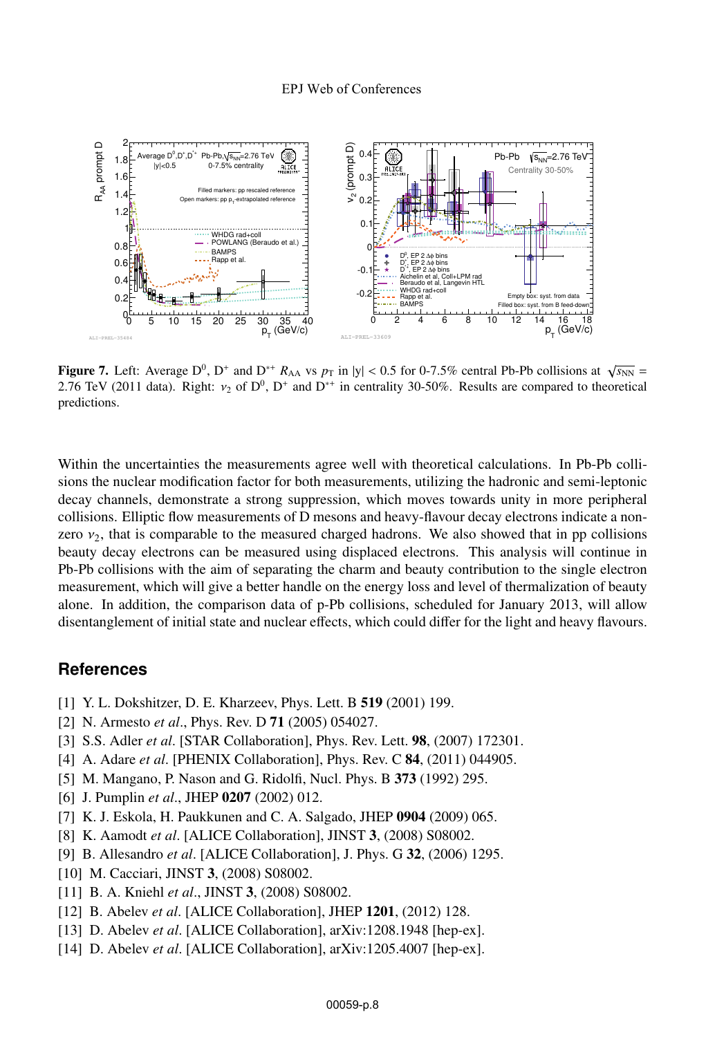Average D$^0$,D$^+$,D$^{*+}$ Pb-Pb,$\sqrt{s_{NN}}$=2.76 TeV
|y|<0.5 0-7.5% centrality
ALICE Preliminary
Filled markers: pp rescaled reference
Open markers: pp $p_T$-extrapolated reference
WHDG rad+coll
POWLANG (Beraudo et al.)
BAMPS
Rapp et al.
$R_{AA}$ prompt D
$p_T$ (GeV/c)
ALI-PREL-35484

Pb-Pb $\sqrt{s_{NN}}$=2.76 TeV
Centrality 30-50%
ALICE Preliminary
D$^0$, EP 2 $\Delta\phi$ bins
D$^+$, EP 2 $\Delta\phi$ bins
D$^{*+}$, EP 2 $\Delta\phi$ bins
Aichelin et al, Coll+LPM rad
Beraudo et al, Langevin HTL
WHDG rad+coll
Rapp et al.
BAMPS
Empty box: syst. from data
Filled box: syst. from B feed-down
$v_2$ (prompt D)
$p_T$ (GeV/c)
ALI-PREL-33609

**Figure 7.** Left: Average D$^0$, D$^+$ and D$^{*+}$ $R_{AA}$ vs $p_T$ in |y| < 0.5 for 0-7.5% central Pb-Pb collisions at $\sqrt{s_{NN}}$ = 2.76 TeV (2011 data). Right: $v_2$ of D$^0$, D$^+$ and D$^{*+}$ in centrality 30-50%. Results are compared to theoretical predictions.

Within the uncertainties the measurements agree well with theoretical calculations. In Pb-Pb collisions the nuclear modification factor for both measurements, utilizing the hadronic and semi-leptonic decay channels, demonstrate a strong suppression, which moves towards unity in more peripheral collisions. Elliptic flow measurements of D mesons and heavy-flavour decay electrons indicate a non-zero $v_2$, that is comparable to the measured charged hadrons. We also showed that in pp collisions beauty decay electrons can be measured using displaced electrons. This analysis will continue in Pb-Pb collisions with the aim of separating the charm and beauty contribution to the single electron measurement, which will give a better handle on the energy loss and level of thermalization of beauty alone. In addition, the comparison data of p-Pb collisions, scheduled for January 2013, will allow disentanglement of initial state and nuclear effects, which could differ for the light and heavy flavours.

## References

[1] Y. L. Dokshitzer, D. E. Kharzeev, Phys. Lett. B **519** (2001) 199.

[2] N. Armesto *et al.*, Phys. Rev. D **71** (2005) 054027.

[3] S.S. Adler *et al.* [STAR Collaboration], Phys. Rev. Lett. **98**, (2007) 172301.

[4] A. Adare *et al.* [PHENIX Collaboration], Phys. Rev. C **84**, (2011) 044905.

[5] M. Mangano, P. Nason and G. Ridolfi, Nucl. Phys. B **373** (1992) 295.

[6] J. Pumplin *et al.*, JHEP **0207** (2002) 012.

[7] K. J. Eskola, H. Paukkunen and C. A. Salgado, JHEP **0904** (2009) 065.

[8] K. Aamodt *et al.* [ALICE Collaboration], JINST **3**, (2008) S08002.

[9] B. Allesandro *et al.* [ALICE Collaboration], J. Phys. G **32**, (2006) 1295.

[10] M. Cacciari, JINST **3**, (2008) S08002.

[11] B. A. Kniehl *et al.*, JINST **3**, (2008) S08002.

[12] B. Abelev *et al.* [ALICE Collaboration], JHEP **1201**, (2012) 128.

[13] D. Abelev *et al.* [ALICE Collaboration], arXiv:1208.1948 [hep-ex].

[14] D. Abelev *et al.* [ALICE Collaboration], arXiv:1205.4007 [hep-ex].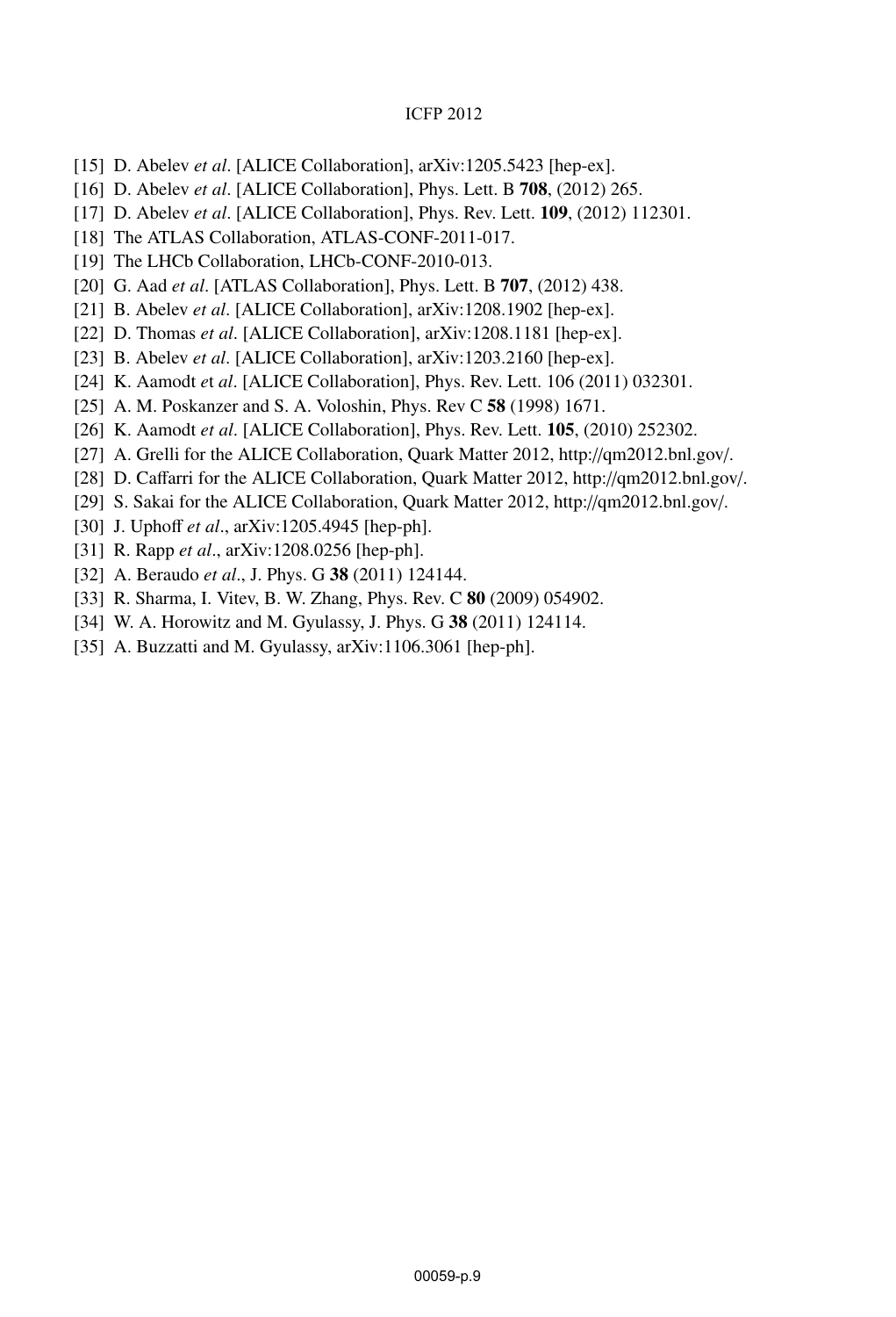[15] D. Abelev *et al*. [ALICE Collaboration], arXiv:1205.5423 [hep-ex].
[16] D. Abelev *et al*. [ALICE Collaboration], Phys. Lett. B **708**, (2012) 265.
[17] D. Abelev *et al*. [ALICE Collaboration], Phys. Rev. Lett. **109**, (2012) 112301.
[18] The ATLAS Collaboration, ATLAS-CONF-2011-017.
[19] The LHCb Collaboration, LHCb-CONF-2010-013.
[20] G. Aad *et al*. [ATLAS Collaboration], Phys. Lett. B **707**, (2012) 438.
[21] B. Abelev *et al*. [ALICE Collaboration], arXiv:1208.1902 [hep-ex].
[22] D. Thomas *et al*. [ALICE Collaboration], arXiv:1208.1181 [hep-ex].
[23] B. Abelev *et al*. [ALICE Collaboration], arXiv:1203.2160 [hep-ex].
[24] K. Aamodt *et al*. [ALICE Collaboration], Phys. Rev. Lett. 106 (2011) 032301.
[25] A. M. Poskanzer and S. A. Voloshin, Phys. Rev C **58** (1998) 1671.
[26] K. Aamodt *et al*. [ALICE Collaboration], Phys. Rev. Lett. **105**, (2010) 252302.
[27] A. Grelli for the ALICE Collaboration, Quark Matter 2012, http://qm2012.bnl.gov/.
[28] D. Caffarri for the ALICE Collaboration, Quark Matter 2012, http://qm2012.bnl.gov/.
[29] S. Sakai for the ALICE Collaboration, Quark Matter 2012, http://qm2012.bnl.gov/.
[30] J. Uphoff *et al*., arXiv:1205.4945 [hep-ph].
[31] R. Rapp *et al*., arXiv:1208.0256 [hep-ph].
[32] A. Beraudo *et al*., J. Phys. G **38** (2011) 124144.
[33] R. Sharma, I. Vitev, B. W. Zhang, Phys. Rev. C **80** (2009) 054902.
[34] W. A. Horowitz and M. Gyulassy, J. Phys. G **38** (2011) 124114.
[35] A. Buzzatti and M. Gyulassy, arXiv:1106.3061 [hep-ph].